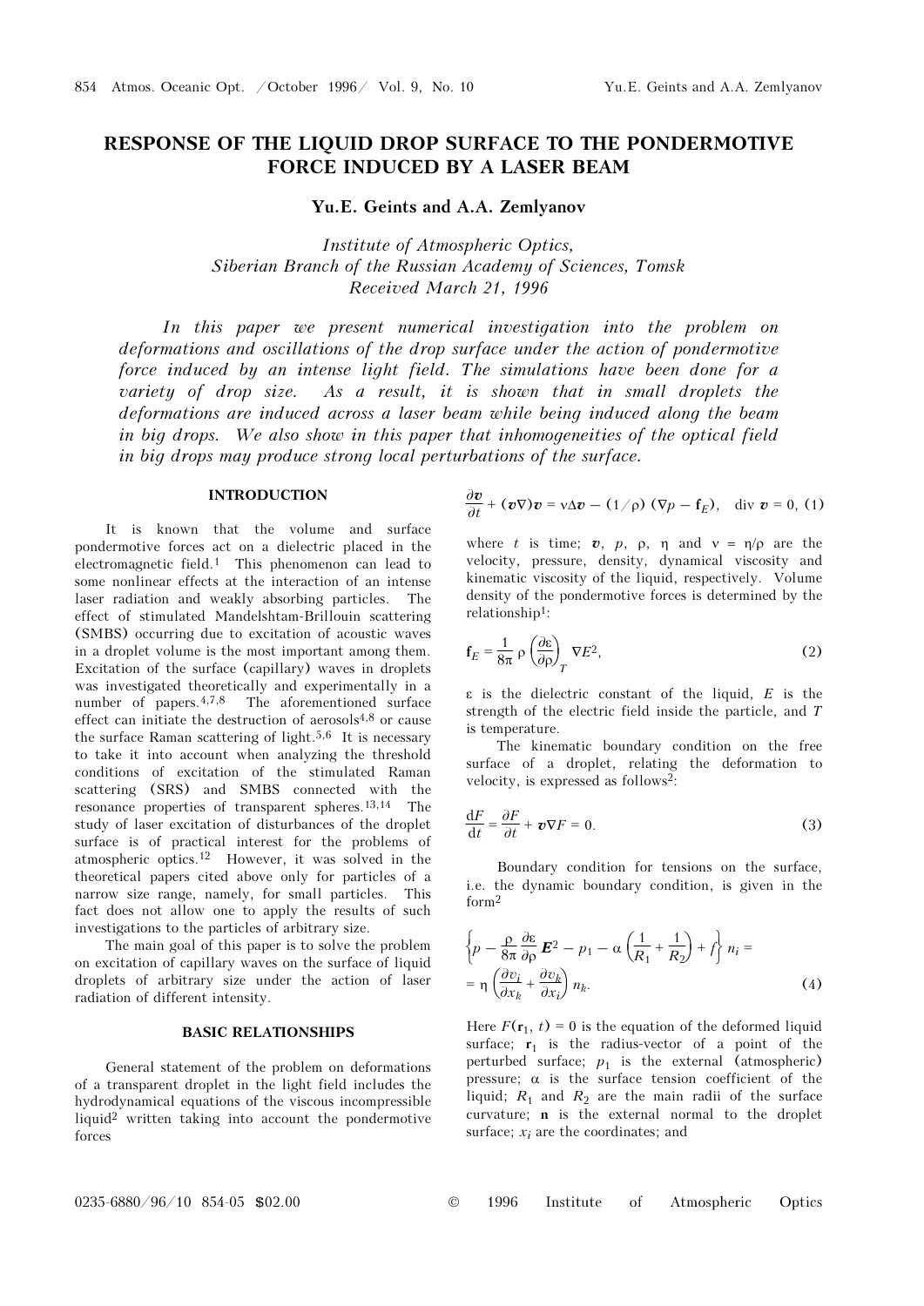# RESPONSE OF THE LIQUID DROP SURFACE TO THE PONDERMOTIVE FORCE INDUCED BY A LASER BEAM

**Yu.E. Geints and A.A. Zemlyanov**

*Institute of Atmospheric Optics,*
*Siberian Branch of the Russian Academy of Sciences, Tomsk*
*Received March 21, 1996*

*In this paper we present numerical investigation into the problem on deformations and oscillations of the drop surface under the action of pondermotive force induced by an intense light field. The simulations have been done for a variety of drop size. As a result, it is shown that in small droplets the deformations are induced across a laser beam while being induced along the beam in big drops. We also show in this paper that inhomogeneities of the optical field in big drops may produce strong local perturbations of the surface.*

## INTRODUCTION

It is known that the volume and surface pondermotive forces act on a dielectric placed in the electromagnetic field.[1] This phenomenon can lead to some nonlinear effects at the interaction of an intense laser radiation and weakly absorbing particles. The effect of stimulated Mandelshtam-Brillouin scattering (SMBS) occurring due to excitation of acoustic waves in a droplet volume is the most important among them. Excitation of the surface (capillary) waves in droplets was investigated theoretically and experimentally in a number of papers.[4,7,8] The aforementioned surface effect can initiate the destruction of aerosols[4,8] or cause the surface Raman scattering of light.[5,6] It is necessary to take it into account when analyzing the threshold conditions of excitation of the stimulated Raman scattering (SRS) and SMBS connected with the resonance properties of transparent spheres.[13,14] The study of laser excitation of disturbances of the droplet surface is of practical interest for the problems of atmospheric optics.[12] However, it was solved in the theoretical papers cited above only for particles of a narrow size range, namely, for small particles. This fact does not allow one to apply the results of such investigations to the particles of arbitrary size.

The main goal of this paper is to solve the problem on excitation of capillary waves on the surface of liquid droplets of arbitrary size under the action of laser radiation of different intensity.

## BASIC RELATIONSHIPS

General statement of the problem on deformations of a transparent droplet in the light field includes the hydrodynamical equations of the viscous incompressible liquid[2] written taking into account the pondermotive forces

$$\frac{\partial \boldsymbol{v}}{\partial t} + (\boldsymbol{v}\nabla)\boldsymbol{v} = \nu\Delta\boldsymbol{v} - (1/\rho)\,(\nabla p - \mathbf{f}_E), \quad \mathrm{div}\,\boldsymbol{v} = 0, \quad (1)$$

where $t$ is time; $\boldsymbol{v}$, $p$, $\rho$, $\eta$ and $\nu = \eta/\rho$ are the velocity, pressure, density, dynamical viscosity and kinematic viscosity of the liquid, respectively. Volume density of the pondermotive forces is determined by the relationship[1]:

$$\mathbf{f}_E = \frac{1}{8\pi}\,\rho\left(\frac{\partial \varepsilon}{\partial \rho}\right)_T \nabla E^2, \quad (2)$$

$\varepsilon$ is the dielectric constant of the liquid, $E$ is the strength of the electric field inside the particle, and $T$ is temperature.

The kinematic boundary condition on the free surface of a droplet, relating the deformation to velocity, is expressed as follows[2]:

$$\frac{\mathrm{d}F}{\mathrm{d}t} = \frac{\partial F}{\partial t} + \boldsymbol{v}\nabla F = 0. \quad (3)$$

Boundary condition for tensions on the surface, i.e. the dynamic boundary condition, is given in the form[2]

$$\left\{p - \frac{\rho}{8\pi}\frac{\partial \varepsilon}{\partial \rho}\boldsymbol{E}^2 - p_1 - \alpha\left(\frac{1}{R_1} + \frac{1}{R_2}\right) + f\right\} n_i = \eta\left(\frac{\partial v_i}{\partial x_k} + \frac{\partial v_k}{\partial x_i}\right) n_k. \quad (4)$$

Here $F(\mathbf{r}_1, t) = 0$ is the equation of the deformed liquid surface; $\mathbf{r}_1$ is the radius-vector of a point of the perturbed surface; $p_1$ is the external (atmospheric) pressure; $\alpha$ is the surface tension coefficient of the liquid; $R_1$ and $R_2$ are the main radii of the surface curvature; $\mathbf{n}$ is the external normal to the droplet surface; $x_i$ are the coordinates; and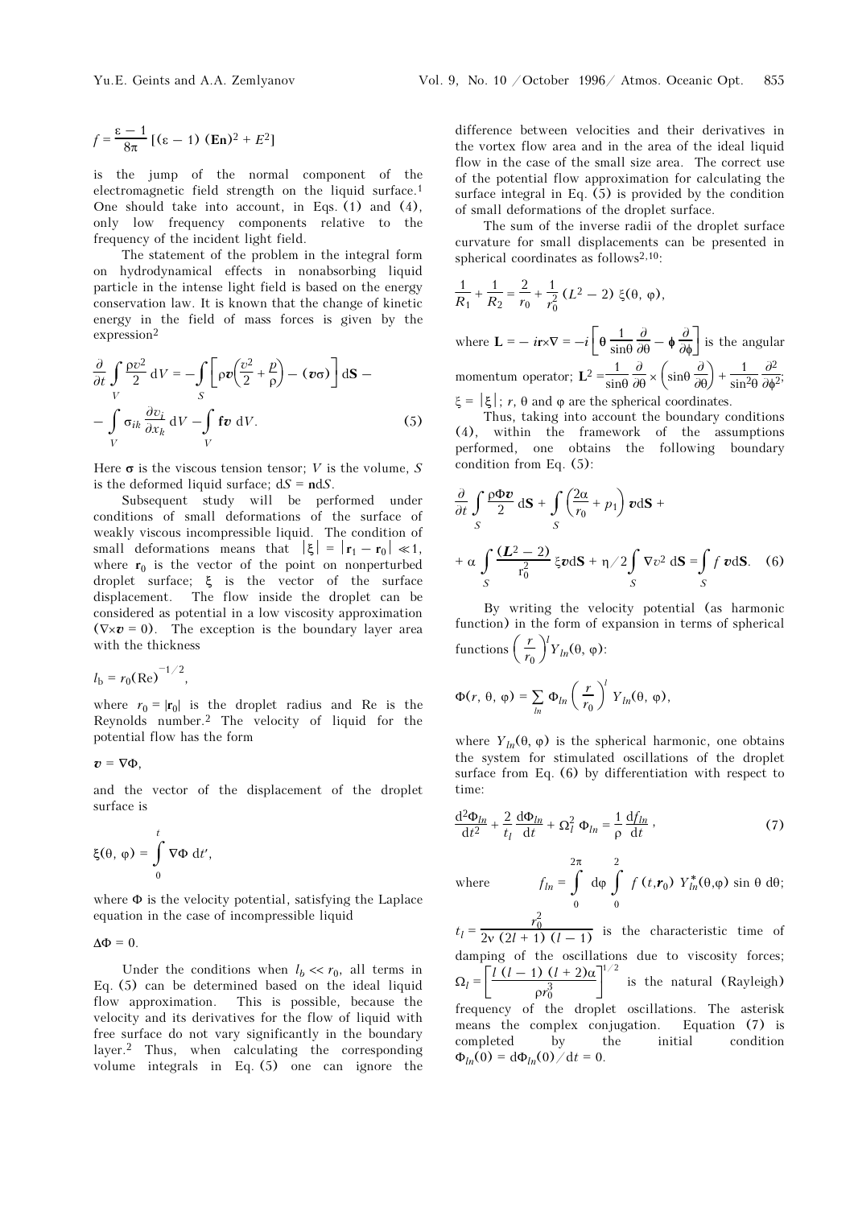$$f = \frac{\varepsilon - 1}{8\pi} [(\varepsilon - 1) (\mathbf{En})^2 + E^2]$$

is the jump of the normal component of the electromagnetic field strength on the liquid surface.[1] One should take into account, in Eqs. (1) and (4), only low frequency components relative to the frequency of the incident light field.

The statement of the problem in the integral form on hydrodynamical effects in nonabsorbing liquid particle in the intense light field is based on the energy conservation law. It is known that the change of kinetic energy in the field of mass forces is given by the expression[2]

$$\frac{\partial}{\partial t} \int\limits_V \frac{\rho v^2}{2} \, \mathrm{d}V = -\int\limits_S \left[ \rho \boldsymbol{v} \left( \frac{v^2}{2} + \frac{p}{\rho} \right) - (\boldsymbol{v}\boldsymbol{\sigma}) \right] \mathrm{d}\mathbf{S} - \int\limits_V \sigma_{ik} \frac{\partial v_i}{\partial x_k} \, \mathrm{d}V - \int\limits_V \mathbf{f}\boldsymbol{v} \, \mathrm{d}V. \quad (5)$$

Here $\boldsymbol{\sigma}$ is the viscous tension tensor; $V$ is the volume, $S$ is the deformed liquid surface; $\mathrm{d}\mathbf{S} = \mathbf{n}\mathrm{d}S$.

Subsequent study will be performed under conditions of small deformations of the surface of weakly viscous incompressible liquid. The condition of small deformations means that $|\boldsymbol{\xi}| = |\mathbf{r}_1 - \mathbf{r}_0| \ll 1$, where $\mathbf{r}_0$ is the vector of the point on nonperturbed droplet surface; $\boldsymbol{\xi}$ is the vector of the surface displacement. The flow inside the droplet can be considered as potential in a low viscosity approximation $(\nabla \times \boldsymbol{v} = 0)$. The exception is the boundary layer area with the thickness

$$l_\mathrm{b} = r_0 (\mathrm{Re})^{-1/2},$$

where $r_0 = |\mathbf{r}_0|$ is the droplet radius and Re is the Reynolds number.[2] The velocity of liquid for the potential flow has the form

$$\boldsymbol{v} = \nabla \Phi,$$

and the vector of the displacement of the droplet surface is

$$\xi(\theta, \varphi) = \int\limits_0^t \nabla \Phi \, \mathrm{d}t',$$

where $\Phi$ is the velocity potential, satisfying the Laplace equation in the case of incompressible liquid

$$\Delta \Phi = 0.$$

Under the conditions when $l_b \ll r_0$, all terms in Eq. (5) can be determined based on the ideal liquid flow approximation. This is possible, because the velocity and its derivatives for the flow of liquid with free surface do not vary significantly in the boundary layer.[2] Thus, when calculating the corresponding volume integrals in Eq. (5) one can ignore the difference between velocities and their derivatives in the vortex flow area and in the area of the ideal liquid flow in the case of the small size area. The correct use of the potential flow approximation for calculating the surface integral in Eq. (5) is provided by the condition of small deformations of the droplet surface.

The sum of the inverse radii of the droplet surface curvature for small displacements can be presented in spherical coordinates as follows[2,10]:

$$\frac{1}{R_1} + \frac{1}{R_2} = \frac{2}{r_0} + \frac{1}{r_0^2} (L^2 - 2) \, \xi(\theta, \varphi),$$

where $\mathbf{L} = -i\mathbf{r} \times \nabla = -i \left[ \boldsymbol{\theta} \frac{1}{\sin\theta} \frac{\partial}{\partial \theta} - \boldsymbol{\varphi} \frac{\partial}{\partial \varphi} \right]$ is the angular momentum operator; $\mathbf{L}^2 = \frac{1}{\sin\theta} \frac{\partial}{\partial \theta} \times \left( \sin\theta \frac{\partial}{\partial \theta} \right) + \frac{1}{\sin^2\theta} \frac{\partial^2}{\partial \varphi^2}$; $\xi = |\boldsymbol{\xi}|$; $r$, $\theta$ and $\varphi$ are the spherical coordinates.

Thus, taking into account the boundary conditions (4), within the framework of the assumptions performed, one obtains the following boundary condition from Eq. (5):

$$\frac{\partial}{\partial t} \int\limits_S \frac{\rho \Phi \boldsymbol{v}}{2} \, \mathrm{d}\mathbf{S} + \int\limits_S \left( \frac{2\alpha}{r_0} + p_1 \right) \boldsymbol{v} \mathrm{d}\mathbf{S} + \alpha \int\limits_S \frac{(\boldsymbol{L}^2 - 2)}{r_0^2} \, \xi \boldsymbol{v} \mathrm{d}\mathbf{S} + \eta/2 \int\limits_S \nabla v^2 \, \mathrm{d}\mathbf{S} = \int\limits_S f \, \boldsymbol{v} \mathrm{d}\mathbf{S}. \quad (6)$$

By writing the velocity potential (as harmonic function) in the form of expansion in terms of spherical functions $\left( \frac{r}{r_0} \right)^l Y_{ln}(\theta, \varphi)$:

$$\Phi(r, \theta, \varphi) = \sum_{ln} \Phi_{ln} \left( \frac{r}{r_0} \right)^l Y_{ln}(\theta, \varphi),$$

where $Y_{ln}(\theta, \varphi)$ is the spherical harmonic, one obtains the system for stimulated oscillations of the droplet surface from Eq. (6) by differentiation with respect to time:

$$\frac{\mathrm{d}^2 \Phi_{ln}}{\mathrm{d}t^2} + \frac{2}{t_l} \frac{\mathrm{d}\Phi_{ln}}{\mathrm{d}t} + \Omega_l^2 \, \Phi_{ln} = \frac{1}{\rho} \frac{\mathrm{d}f_{ln}}{\mathrm{d}t}, \quad (7)$$

where $f_{ln} = \int\limits_0^{2\pi} \mathrm{d}\varphi \int\limits_0^{2} f\,(t, \boldsymbol{r}_0) \, Y_{ln}^*(\theta, \varphi) \sin\theta \, \mathrm{d}\theta$; $t_l = \frac{r_0^2}{2\nu \, (2l + 1) \, (l - 1)}$ is the characteristic time of damping of the oscillations due to viscosity forces; $\Omega_l = \left[ \frac{l \, (l - 1) \, (l + 2) \alpha}{\rho r_0^3} \right]^{1/2}$ is the natural (Rayleigh) frequency of the droplet oscillations. The asterisk means the complex conjugation. Equation (7) is completed by the initial condition $\Phi_{ln}(0) = \mathrm{d}\Phi_{ln}(0)/\mathrm{d}t = 0$.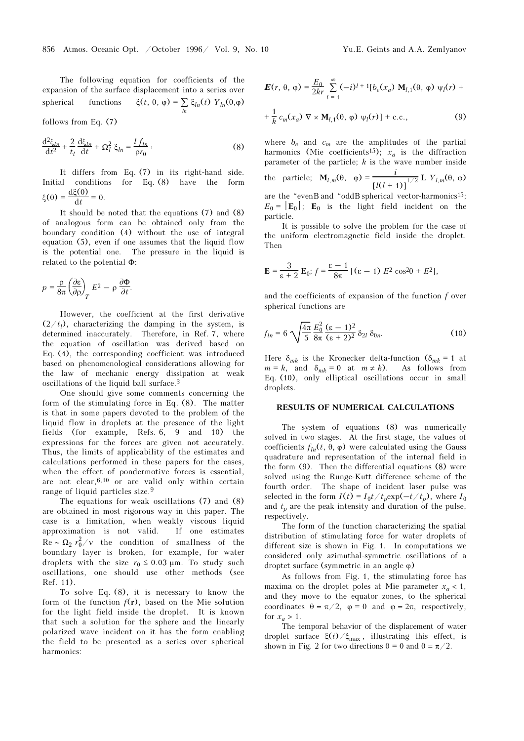The following equation for coefficients of the expansion of the surface displacement into a series over spherical functions $\xi(t, \theta, \varphi) = \sum_{ln} \xi_{ln}(t)\, Y_{ln}(\theta,\varphi)$ follows from Eq. (7)

$$\frac{d^2\xi_{ln}}{dt^2} + \frac{2}{t_l}\frac{d\xi_{ln}}{dt} + \Omega_l^2\, \xi_{ln} = \frac{l\, f_{ln}}{\rho r_0}, \tag{8}$$

It differs from Eq. (7) in its right-hand side. Initial conditions for Eq. (8) have the form $\xi(0) = \dfrac{d\xi(0)}{dt} = 0$.

It should be noted that the equations (7) and (8) of analogous form can be obtained only from the boundary condition (4) without the use of integral equation (5), even if one assumes that the liquid flow is the potential one. The pressure in the liquid is related to the potential $\Phi$:

$$p = \frac{\rho}{8\pi}\left(\frac{\partial\varepsilon}{\partial\rho}\right)_T E^2 - \rho\,\frac{\partial\Phi}{\partial t}.$$

However, the coefficient at the first derivative $(2/t_l)$, characterizing the damping in the system, is determined inaccurately. Therefore, in Ref. 7, where the equation of oscillation was derived based on Eq. (4), the corresponding coefficient was introduced based on phenomenological considerations allowing for the law of mechanic energy dissipation at weak oscillations of the liquid ball surface.[3]

One should give some comments concerning the form of the stimulating force in Eq. (8). The matter is that in some papers devoted to the problem of the liquid flow in droplets at the presence of the light fields (for example, Refs. 6, 9 and 10) the expressions for the forces are given not accurately. Thus, the limits of applicability of the estimates and calculations performed in these papers for the cases, when the effect of pondermotive forces is essential, are not clear,[6,10] or are valid only within certain range of liquid particles size.[9]

The equations for weak oscillations (7) and (8) are obtained in most rigorous way in this paper. The case is a limitation, when weakly viscous liquid approximation is not valid. If one estimates $\mathrm{Re} \sim \Omega_2\, r_0^2/\nu$ the condition of smallness of the boundary layer is broken, for example, for water droplets with the size $r_0 \le 0.03$ μm. To study such oscillations, one should use other methods (see Ref. 11).

To solve Eq. (8), it is necessary to know the form of the function $f(\mathbf{r})$, based on the Mie solution for the light field inside the droplet. It is known that such a solution for the sphere and the linearly polarized wave incident on it has the form enabling the field to be presented as a series over spherical harmonics:

$$\boldsymbol{E}(r, \theta, \varphi) = \frac{E_0}{2kr} \sum_{l=1}^{\infty} (-i)^{l+1} [b_e(x_a)\, \mathbf{M}_{l,1}(\theta, \varphi)\, \psi_l(r) + $$

$$+ \frac{1}{k}\, c_m(x_a)\, \nabla \times \mathbf{M}_{l,1}(\theta, \varphi)\, \psi_l(r)] + \text{c.c.}, \tag{9}$$

where $b_e$ and $c_m$ are the amplitudes of the partial harmonics (Mie coefficients[15]); $x_a$ is the diffraction parameter of the particle; $k$ is the wave number inside the particle; $\mathbf{M}_{l,m}(\theta, \varphi) = \dfrac{i}{[l(l+1)]^{1/2}}\, \mathbf{L}\, Y_{l,m}(\theta, \varphi)$ are the "even" and "odd" spherical vector-harmonics[15]; $E_0 = |\mathbf{E}_0|$; $\mathbf{E}_0$ is the light field incident on the particle.

It is possible to solve the problem for the case of the uniform electromagnetic field inside the droplet. Then

$$\mathbf{E} = \frac{3}{\varepsilon + 2}\,\mathbf{E}_0;\ f = \frac{\varepsilon - 1}{8\pi}\,[(\varepsilon - 1)\, E^2 \cos^2\theta + E^2],$$

and the coefficients of expansion of the function $f$ over spherical functions are

$$f_{ln} = 6\sqrt{\frac{4\pi}{5}}\, \frac{E_0^2}{8\pi}\, \frac{(\varepsilon - 1)^2}{(\varepsilon + 2)^2}\, \delta_{2l}\, \delta_{0n}. \tag{10}$$

Here $\delta_{mk}$ is the Kronecker delta-function ($\delta_{mk} = 1$ at $m = k$, and $\delta_{mk} = 0$ at $m \ne k$). As follows from Eq. (10), only elliptical oscillations occur in small droplets.

## RESULTS OF NUMERICAL CALCULATIONS

The system of equations (8) was numerically solved in two stages. At the first stage, the values of coefficients $f_{ln}(t, \theta, \varphi)$ were calculated using the Gauss quadrature and representation of the internal field in the form (9). Then the differential equations (8) were solved using the Runge-Kutt difference scheme of the fourth order. The shape of incident laser pulse was selected in the form $I(t) = I_0 t/t_p \exp(-t/t_p)$, where $I_0$ and $t_p$ are the peak intensity and duration of the pulse, respectively.

The form of the function characterizing the spatial distribution of stimulating force for water droplets of different size is shown in Fig. 1. In computations we considered only azimuthal-symmetric oscillations of a droptet surface (symmetric in an angle $\varphi$)

As follows from Fig. 1, the stimulating force has maxima on the droplet poles at Mie parameter $x_a < 1$, and they move to the equator zones, to the spherical coordinates $\theta = \pi/2$, $\varphi = 0$ and $\varphi = 2\pi$, respectively, for $x_a > 1$.

The temporal behavior of the displacement of water droplet surface $\xi(t)/\xi_{max}$, illustrating this effect, is shown in Fig. 2 for two directions $\theta = 0$ and $\theta = \pi/2$.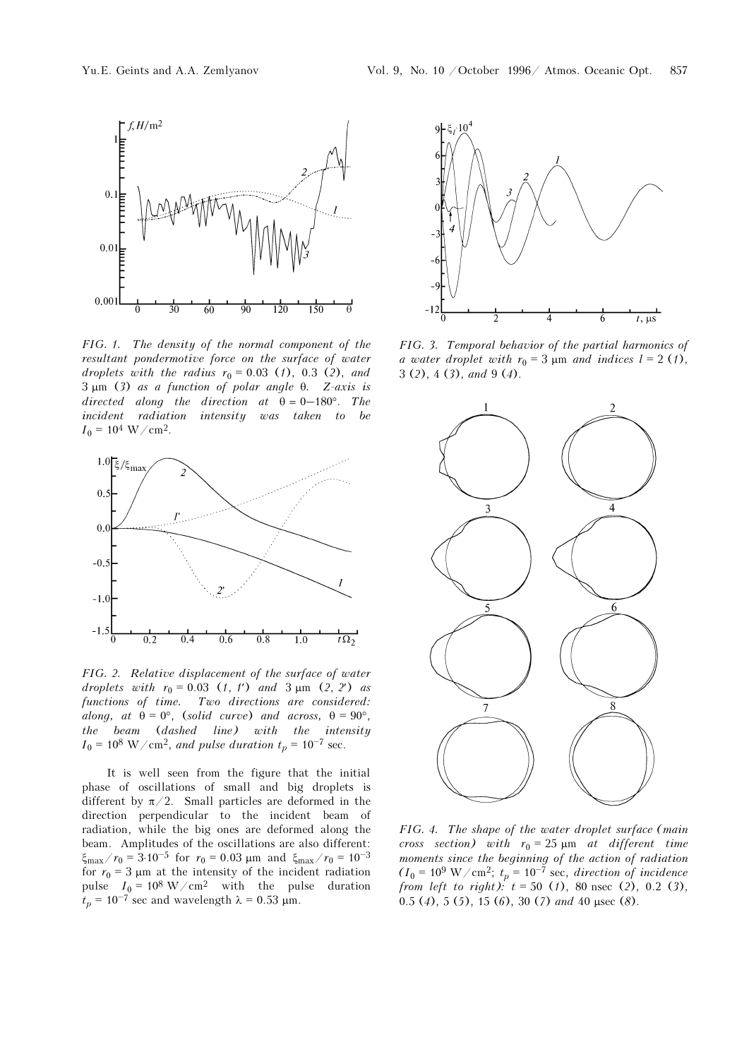*FIG. 1. The density of the normal component of the resultant pondermotive force on the surface of water droplets with the radius $r_0 = 0.03$ (1), 0.3 (2), and 3 μm (3) as a function of polar angle θ. Z-axis is directed along the direction at θ = 0–180°. The incident radiation intensity was taken to be $I_0 = 10^4$ W/cm$^2$.*

*FIG. 2. Relative displacement of the surface of water droplets with $r_0 = 0.03$ (1, 1′) and 3 μm (2, 2′) as functions of time. Two directions are considered: along, at θ = 0°, (solid curve) and across, θ = 90°, the beam (dashed line) with the intensity $I_0 = 10^8$ W/cm$^2$, and pulse duration $t_p = 10^{-7}$ sec.*

It is well seen from the figure that the initial phase of oscillations of small and big droplets is different by $\pi/2$. Small particles are deformed in the direction perpendicular to the incident beam of radiation, while the big ones are deformed along the beam. Amplitudes of the oscillations are also different: $\xi_{max}/r_0 = 3\cdot10^{-5}$ for $r_0 = 0.03$ μm and $\xi_{max}/r_0 = 10^{-3}$ for $r_0 = 3$ μm at the intensity of the incident radiation pulse $I_0 = 10^8$ W/cm$^2$ with the pulse duration $t_p = 10^{-7}$ sec and wavelength $\lambda = 0.53$ μm.

*FIG. 3. Temporal behavior of the partial harmonics of a water droplet with $r_0 = 3$ μm and indices $l = 2$ (1), 3 (2), 4 (3), and 9 (4).*

*FIG. 4. The shape of the water droplet surface (main cross section) with $r_0 = 25$ μm at different time moments since the beginning of the action of radiation ($I_0 = 10^9$ W/cm$^2$; $t_p = 10^{-7}$ sec, direction of incidence from left to right): t = 50 (1), 80 nsec (2), 0.2 (3), 0.5 (4), 5 (5), 15 (6), 30 (7) and 40 μsec (8).*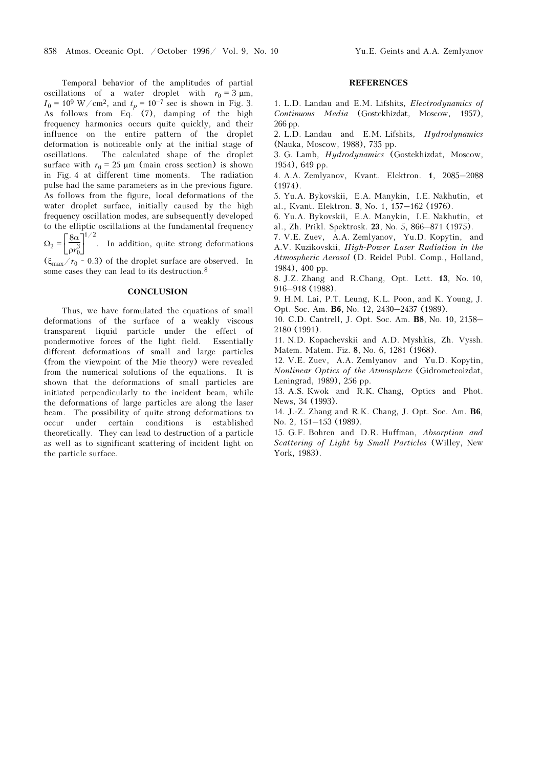Temporal behavior of the amplitudes of partial oscillations of a water droplet with $r_0 = 3$ μm, $I_0 = 10^9$ W/cm$^2$, and $t_p = 10^{-7}$ sec is shown in Fig. 3. As follows from Eq. (7), damping of the high frequency harmonics occurs quite quickly, and their influence on the entire pattern of the droplet deformation is noticeable only at the initial stage of oscillations. The calculated shape of the droplet surface with $r_0 = 25$ μm (main cross section) is shown in Fig. 4 at different time moments. The radiation pulse had the same parameters as in the previous figure. As follows from the figure, local deformations of the water droplet surface, initially caused by the high frequency oscillation modes, are subsequently developed to the elliptic oscillations at the fundamental frequency $\Omega_2 = \left[\frac{8\alpha}{\rho r_0^3}\right]^{1/2}$. In addition, quite strong deformations ($\xi_{max}/r_0 \sim 0.3$) of the droplet surface are observed. In some cases they can lead to its destruction.[8]

## CONCLUSION

Thus, we have formulated the equations of small deformations of the surface of a weakly viscous transparent liquid particle under the effect of pondermotive forces of the light field. Essentially different deformations of small and large particles (from the viewpoint of the Mie theory) were revealed from the numerical solutions of the equations. It is shown that the deformations of small particles are initiated perpendicularly to the incident beam, while the deformations of large particles are along the laser beam. The possibility of quite strong deformations to occur under certain conditions is established theoretically. They can lead to destruction of a particle as well as to significant scattering of incident light on the particle surface.

## REFERENCES

1. L.D. Landau and E.M. Lifshits, *Electrodynamics of Continuous Media* (Gostekhizdat, Moscow, 1957), 266 pp.
2. L.D. Landau and E.M. Lifshits, *Hydrodynamics* (Nauka, Moscow, 1988), 735 pp.
3. G. Lamb, *Hydrodynamics* (Gostekhizdat, Moscow, 1954), 649 pp.
4. A.A. Zemlyanov, Kvant. Elektron. **1**, 2085–2088 (1974).
5. Yu.A. Bykovskii, E.A. Manykin, I.E. Nakhutin, et al., Kvant. Elektron. **3**, No. 1, 157–162 (1976).
6. Yu.A. Bykovskii, E.A. Manykin, I.E. Nakhutin, et al., Zh. Prikl. Spektrosk. **23**, No. 5, 866–871 (1975).
7. V.E. Zuev, A.A. Zemlyanov, Yu.D. Kopytin, and A.V. Kuzikovskii, *High-Power Laser Radiation in the Atmospheric Aerosol* (D. Reidel Publ. Comp., Holland, 1984), 400 pp.
8. J.Z. Zhang and R.Chang, Opt. Lett. **13**, No. 10, 916–918 (1988).
9. H.M. Lai, P.T. Leung, K.L. Poon, and K. Young, J. Opt. Soc. Am. **B6**, No. 12, 2430–2437 (1989).
10. C.D. Cantrell, J. Opt. Soc. Am. **B8**, No. 10, 2158–2180 (1991).
11. N.D. Kopachevskii and A.D. Myshkis, Zh. Vyssh. Matem. Matem. Fiz. **8**, No. 6, 1281 (1968).
12. V.E. Zuev, A.A. Zemlyanov and Yu.D. Kopytin, *Nonlinear Optics of the Atmosphere* (Gidrometeoizdat, Leningrad, 1989), 256 pp.
13. A.S. Kwok and R.K. Chang, Optics and Phot. News, 34 (1993).
14. J.-Z. Zhang and R.K. Chang, J. Opt. Soc. Am. **B6**, No. 2, 151–153 (1989).
15. G.F. Bohren and D.R. Huffman, *Absorption and Scattering of Light by Small Particles* (Willey, New York, 1983).